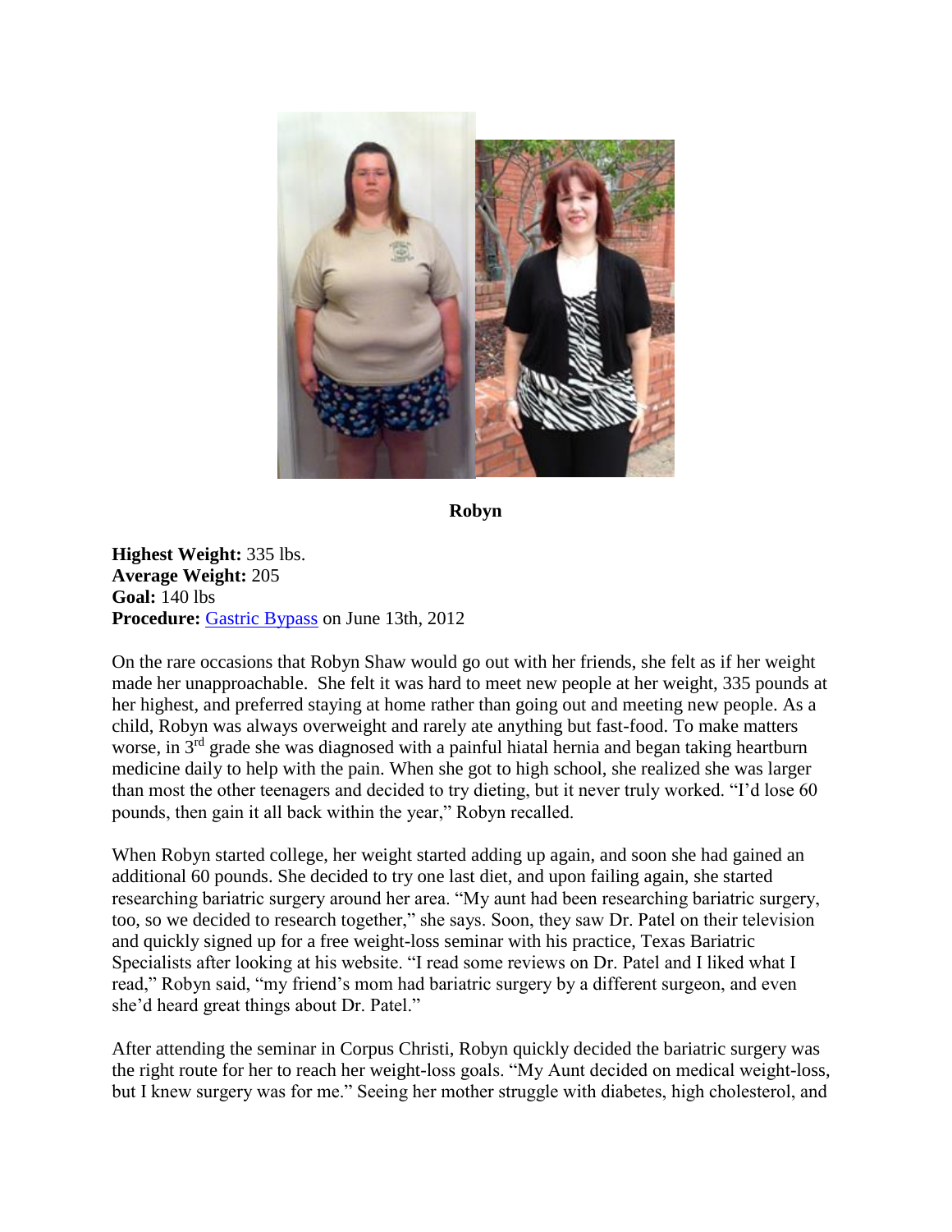**Robyn**

**Highest Weight:** 335 lbs.
**Average Weight:** 205
**Goal:** 140 lbs
**Procedure:** Gastric Bypass on June 13th, 2012

On the rare occasions that Robyn Shaw would go out with her friends, she felt as if her weight made her unapproachable. She felt it was hard to meet new people at her weight, 335 pounds at her highest, and preferred staying at home rather than going out and meeting new people. As a child, Robyn was always overweight and rarely ate anything but fast-food. To make matters worse, in 3rd grade she was diagnosed with a painful hiatal hernia and began taking heartburn medicine daily to help with the pain. When she got to high school, she realized she was larger than most the other teenagers and decided to try dieting, but it never truly worked. "I'd lose 60 pounds, then gain it all back within the year," Robyn recalled.

When Robyn started college, her weight started adding up again, and soon she had gained an additional 60 pounds. She decided to try one last diet, and upon failing again, she started researching bariatric surgery around her area. "My aunt had been researching bariatric surgery, too, so we decided to research together," she says. Soon, they saw Dr. Patel on their television and quickly signed up for a free weight-loss seminar with his practice, Texas Bariatric Specialists after looking at his website. "I read some reviews on Dr. Patel and I liked what I read," Robyn said, "my friend's mom had bariatric surgery by a different surgeon, and even she'd heard great things about Dr. Patel."

After attending the seminar in Corpus Christi, Robyn quickly decided the bariatric surgery was the right route for her to reach her weight-loss goals. "My Aunt decided on medical weight-loss, but I knew surgery was for me." Seeing her mother struggle with diabetes, high cholesterol, and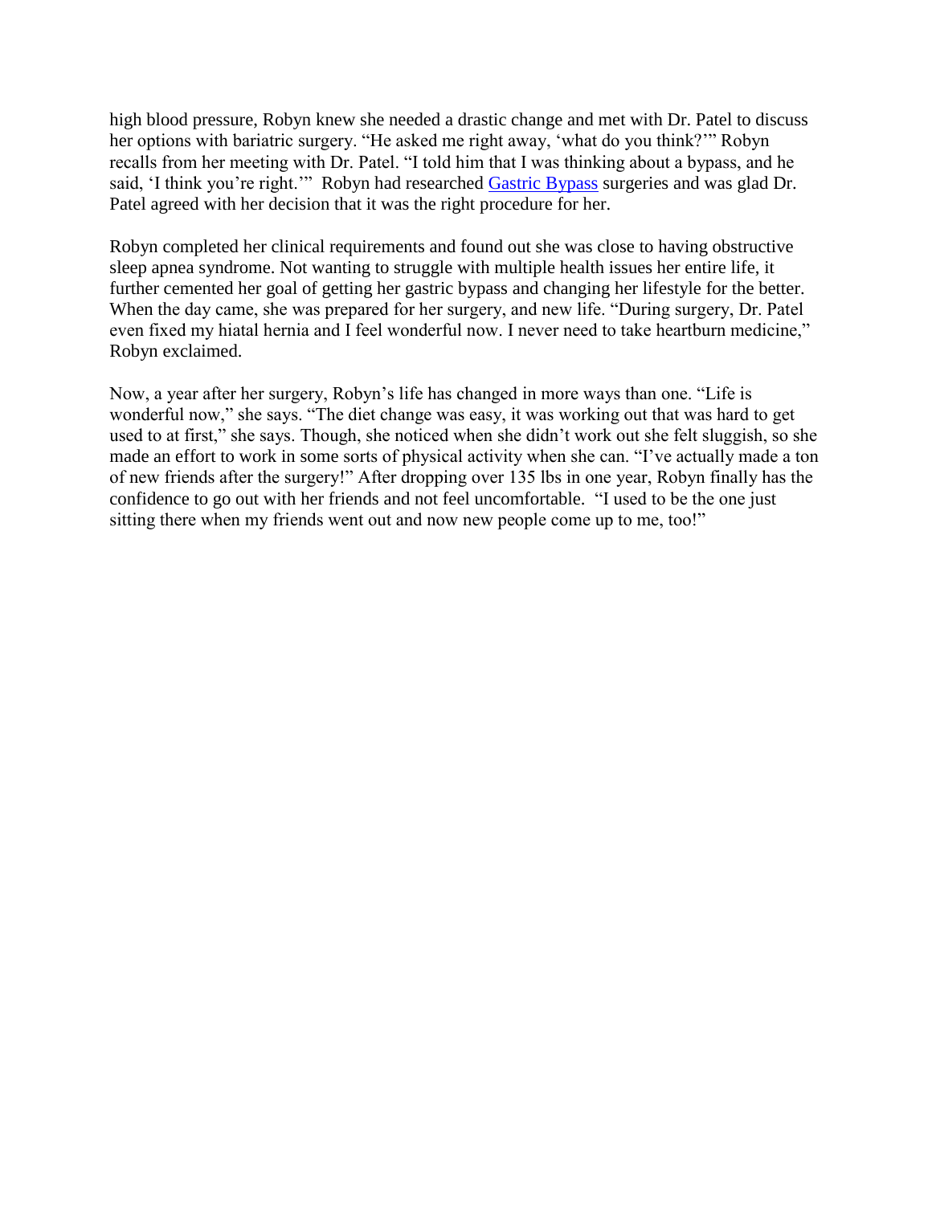high blood pressure, Robyn knew she needed a drastic change and met with Dr. Patel to discuss her options with bariatric surgery. "He asked me right away, 'what do you think?'" Robyn recalls from her meeting with Dr. Patel. "I told him that I was thinking about a bypass, and he said, 'I think you're right.'" Robyn had researched Gastric Bypass surgeries and was glad Dr. Patel agreed with her decision that it was the right procedure for her.

Robyn completed her clinical requirements and found out she was close to having obstructive sleep apnea syndrome. Not wanting to struggle with multiple health issues her entire life, it further cemented her goal of getting her gastric bypass and changing her lifestyle for the better. When the day came, she was prepared for her surgery, and new life. "During surgery, Dr. Patel even fixed my hiatal hernia and I feel wonderful now. I never need to take heartburn medicine," Robyn exclaimed.

Now, a year after her surgery, Robyn's life has changed in more ways than one. "Life is wonderful now," she says. "The diet change was easy, it was working out that was hard to get used to at first," she says. Though, she noticed when she didn't work out she felt sluggish, so she made an effort to work in some sorts of physical activity when she can. "I've actually made a ton of new friends after the surgery!" After dropping over 135 lbs in one year, Robyn finally has the confidence to go out with her friends and not feel uncomfortable. "I used to be the one just sitting there when my friends went out and now new people come up to me, too!"